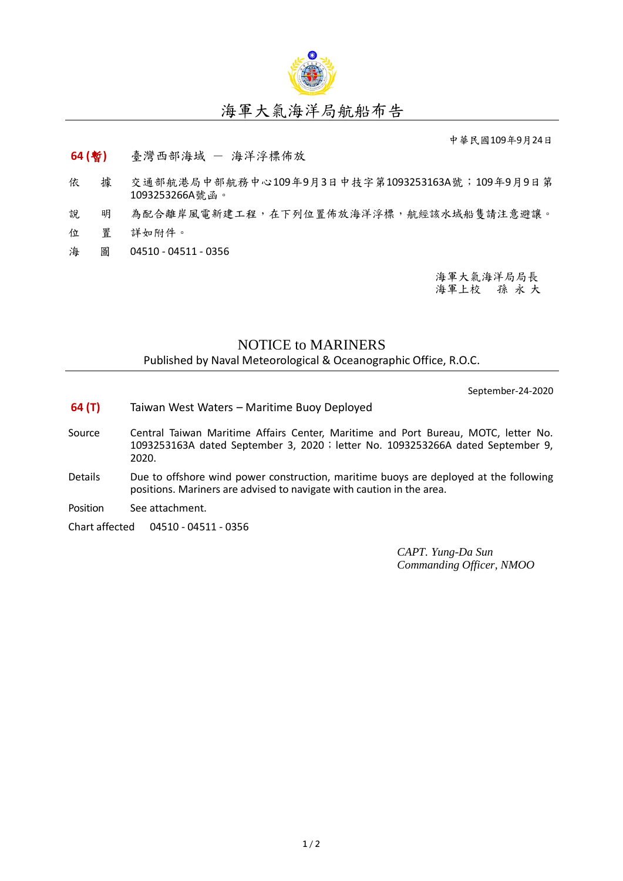# 海軍大氣海洋局航船布告

中華民國109年9月24日

**64 (暫)** 臺灣西部海域 — 海洋浮標佈放

依　據　交通部航港局中部航務中心109年9月3日中技字第1093253163A號；109年9月9日第1093253266A號函。

說　明　為配合離岸風電新建工程，在下列位置佈放海洋浮標，航經該水域船隻請注意避讓。

位　置　詳如附件。

海　圖　04510 - 04511 - 0356

海軍大氣海洋局局長
海軍上校　孫 永 大

# NOTICE to MARINERS

Published by Naval Meteorological & Oceanographic Office, R.O.C.

September-24-2020

**64 (T)** Taiwan West Waters – Maritime Buoy Deployed

Source　Central Taiwan Maritime Affairs Center, Maritime and Port Bureau, MOTC, letter No. 1093253163A dated September 3, 2020；letter No. 1093253266A dated September 9, 2020.

Details　Due to offshore wind power construction, maritime buoys are deployed at the following positions. Mariners are advised to navigate with caution in the area.

Position　See attachment.

Chart affected　04510 - 04511 - 0356

*CAPT. Yung-Da Sun*
*Commanding Officer, NMOO*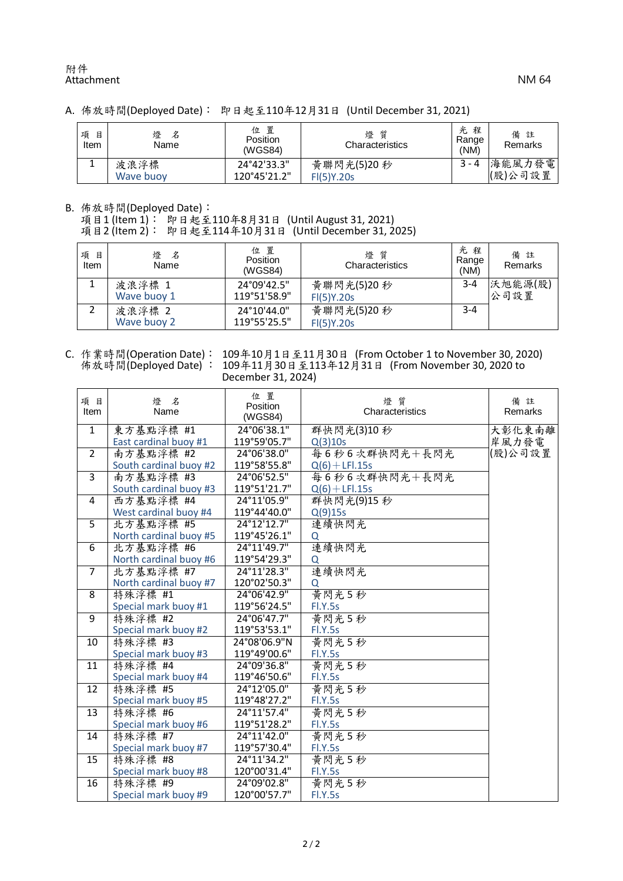附件
Attachment

NM 64

A. 佈放時間(Deployed Date)： 即日起至110年12月31日 (Until December 31, 2021)

| 項 目 Item | 燈 名 Name | 位 置 Position (WGS84) | 燈 質 Characteristics | 光 程 Range (NM) | 備 註 Remarks |
|---|---|---|---|---|---|
| 1 | 波浪浮標 Wave buoy | 24°42'33.3" 120°45'21.2" | 黃聯閃光(5)20 秒 Fl(5)Y.20s | 3 - 4 | 海能風力發電(股)公司設置 |

B. 佈放時間(Deployed Date)：
項目1 (Item 1)： 即日起至110年8月31日 (Until August 31, 2021)
項目2 (Item 2)： 即日起至114年10月31日 (Until December 31, 2025)

| 項 目 Item | 燈 名 Name | 位 置 Position (WGS84) | 燈 質 Characteristics | 光 程 Range (NM) | 備 註 Remarks |
|---|---|---|---|---|---|
| 1 | 波浪浮標 1 Wave buoy 1 | 24°09'42.5" 119°51'58.9" | 黃聯閃光(5)20 秒 Fl(5)Y.20s | 3-4 | 沃旭能源(股)公司設置 |
| 2 | 波浪浮標 2 Wave buoy 2 | 24°10'44.0" 119°55'25.5" | 黃聯閃光(5)20 秒 Fl(5)Y.20s | 3-4 | |

C. 作業時間(Operation Date)： 109年10月1日至11月30日 (From October 1 to November 30, 2020)
佈放時間(Deployed Date) ： 109年11月30日至113年12月31日 (From November 30, 2020 to December 31, 2024)

| 項 目 Item | 燈 名 Name | 位 置 Position (WGS84) | 燈 質 Characteristics | 備 註 Remarks |
|---|---|---|---|---|
| 1 | 東方基點浮標 #1 East cardinal buoy #1 | 24°06'38.1" 119°59'05.7" | 群快閃光(3)10 秒 Q(3)10s | 大彰化東南離岸風力發電(股)公司設置 |
| 2 | 南方基點浮標 #2 South cardinal buoy #2 | 24°06'38.0" 119°58'55.8" | 每 6 秒 6 次群快閃光＋長閃光 Q(6)＋LFl.15s | |
| 3 | 南方基點浮標 #3 South cardinal buoy #3 | 24°06'52.5" 119°51'21.7" | 每 6 秒 6 次群快閃光＋長閃光 Q(6)＋LFl.15s | |
| 4 | 西方基點浮標 #4 West cardinal buoy #4 | 24°11'05.9" 119°44'40.0" | 群快閃光(9)15 秒 Q(9)15s | |
| 5 | 北方基點浮標 #5 North cardinal buoy #5 | 24°12'12.7" 119°45'26.1" | 連續快閃光 Q | |
| 6 | 北方基點浮標 #6 North cardinal buoy #6 | 24°11'49.7" 119°54'29.3" | 連續快閃光 Q | |
| 7 | 北方基點浮標 #7 North cardinal buoy #7 | 24°11'28.3" 120°02'50.3" | 連續快閃光 Q | |
| 8 | 特殊浮標 #1 Special mark buoy #1 | 24°06'42.9" 119°56'24.5" | 黃閃光 5 秒 Fl.Y.5s | |
| 9 | 特殊浮標 #2 Special mark buoy #2 | 24°06'47.7" 119°53'53.1" | 黃閃光 5 秒 Fl.Y.5s | |
| 10 | 特殊浮標 #3 Special mark buoy #3 | 24°08'06.9"N 119°49'00.6" | 黃閃光 5 秒 Fl.Y.5s | |
| 11 | 特殊浮標 #4 Special mark buoy #4 | 24°09'36.8" 119°46'50.6" | 黃閃光 5 秒 Fl.Y.5s | |
| 12 | 特殊浮標 #5 Special mark buoy #5 | 24°12'05.0" 119°48'27.2" | 黃閃光 5 秒 Fl.Y.5s | |
| 13 | 特殊浮標 #6 Special mark buoy #6 | 24°11'57.4" 119°51'28.2" | 黃閃光 5 秒 Fl.Y.5s | |
| 14 | 特殊浮標 #7 Special mark buoy #7 | 24°11'42.0" 119°57'30.4" | 黃閃光 5 秒 Fl.Y.5s | |
| 15 | 特殊浮標 #8 Special mark buoy #8 | 24°11'34.2" 120°00'31.4" | 黃閃光 5 秒 Fl.Y.5s | |
| 16 | 特殊浮標 #9 Special mark buoy #9 | 24°09'02.8" 120°00'57.7" | 黃閃光 5 秒 Fl.Y.5s | |